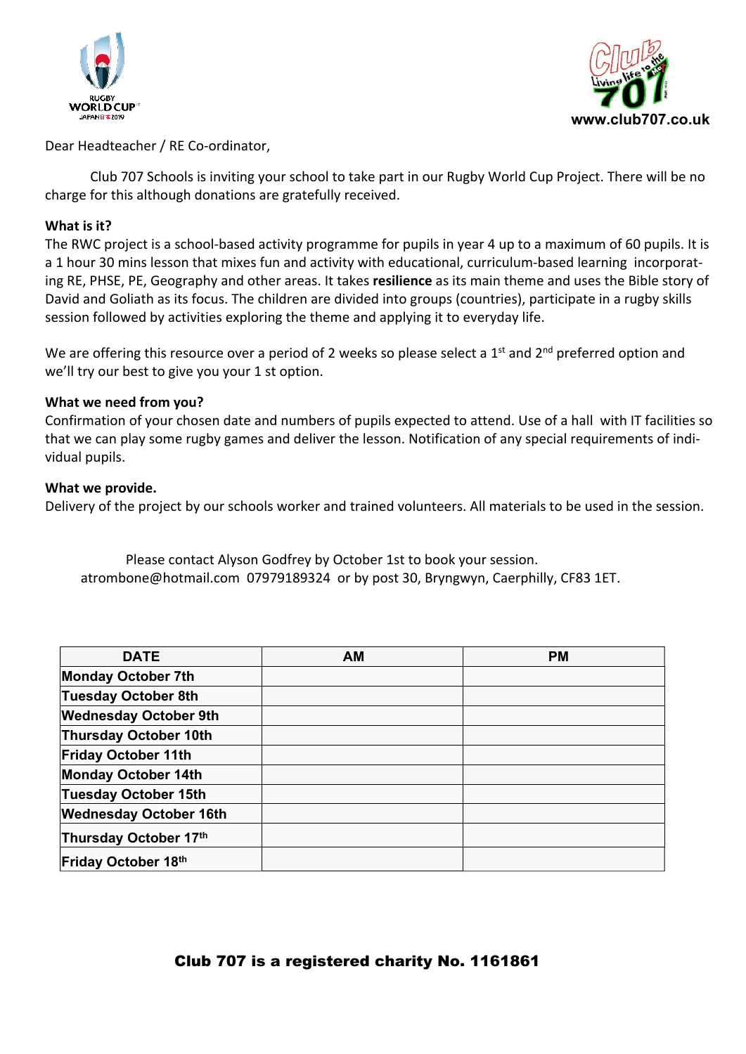www.club707.co.uk

Dear Headteacher / RE Co-ordinator,

Club 707 Schools is inviting your school to take part in our Rugby World Cup Project. There will be no charge for this although donations are gratefully received.

**What is it?**

The RWC project is a school-based activity programme for pupils in year 4 up to a maximum of 60 pupils. It is a 1 hour 30 mins lesson that mixes fun and activity with educational, curriculum-based learning incorporating RE, PHSE, PE, Geography and other areas. It takes **resilience** as its main theme and uses the Bible story of David and Goliath as its focus. The children are divided into groups (countries), participate in a rugby skills session followed by activities exploring the theme and applying it to everyday life.

We are offering this resource over a period of 2 weeks so please select a 1st and 2nd preferred option and we'll try our best to give you your 1 st option.

**What we need from you?**

Confirmation of your chosen date and numbers of pupils expected to attend. Use of a hall with IT facilities so that we can play some rugby games and deliver the lesson. Notification of any special requirements of individual pupils.

**What we provide.**

Delivery of the project by our schools worker and trained volunteers. All materials to be used in the session.

Please contact Alyson Godfrey by October 1st to book your session.
atrombone@hotmail.com 07979189324 or by post 30, Bryngwyn, Caerphilly, CF83 1ET.

| DATE | AM | PM |
|---|---|---|
| **Monday October 7th** | | |
| **Tuesday October 8th** | | |
| **Wednesday October 9th** | | |
| **Thursday October 10th** | | |
| **Friday October 11th** | | |
| **Monday October 14th** | | |
| **Tuesday October 15th** | | |
| **Wednesday October 16th** | | |
| **Thursday October 17th** | | |
| **Friday October 18th** | | |

**Club 707 is a registered charity No. 1161861**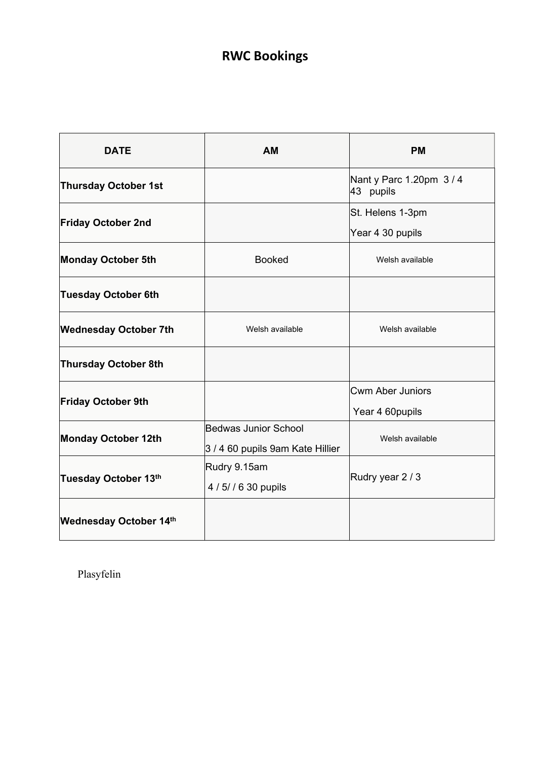# RWC Bookings

| DATE | AM | PM |
|---|---|---|
| **Thursday October 1st** | | Nant y Parc 1.20pm 3 / 4 43 pupils |
| **Friday October 2nd** | | St. Helens 1-3pm<br>Year 4 30 pupils |
| **Monday October 5th** | Booked | Welsh available |
| **Tuesday October 6th** | | |
| **Wednesday October 7th** | Welsh available | Welsh available |
| **Thursday October 8th** | | |
| **Friday October 9th** | | Cwm Aber Juniors<br>Year 4 60pupils |
| **Monday October 12th** | Bedwas Junior School<br>3 / 4 60 pupils 9am Kate Hillier | Welsh available |
| **Tuesday October 13th** | Rudry 9.15am<br>4 / 5/ / 6 30 pupils | Rudry year 2 / 3 |
| **Wednesday October 14th** | | |

Plasyfelin